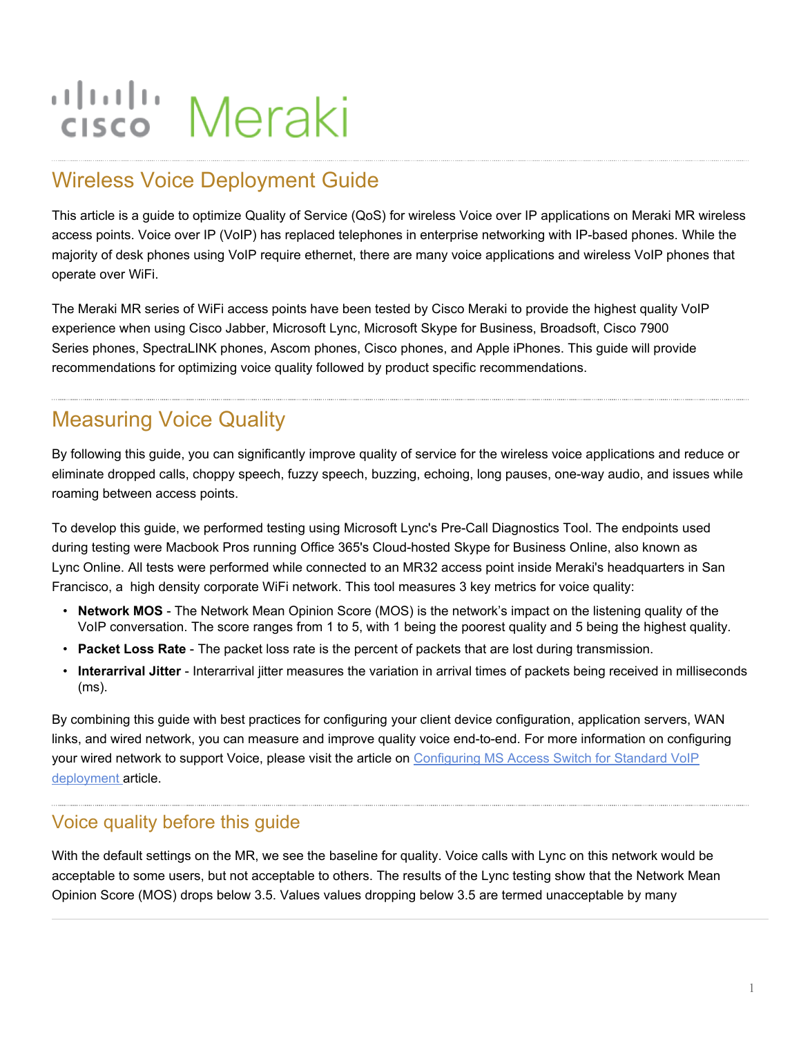# Wireless Voice Deployment Guide

This article is a guide to optimize Quality of Service (QoS) for wireless Voice over IP applications on Meraki MR wireless access points. Voice over IP (VoIP) has replaced telephones in enterprise networking with IP-based phones. While the majority of desk phones using VoIP require ethernet, there are many voice applications and wireless VoIP phones that operate over WiFi.

The Meraki MR series of WiFi access points have been tested by Cisco Meraki to provide the highest quality VoIP experience when using Cisco Jabber, Microsoft Lync, Microsoft Skype for Business, Broadsoft, Cisco 7900 Series phones, SpectraLINK phones, Ascom phones, Cisco phones, and Apple iPhones. This guide will provide recommendations for optimizing voice quality followed by product specific recommendations.

## Measuring Voice Quality

By following this guide, you can significantly improve quality of service for the wireless voice applications and reduce or eliminate dropped calls, choppy speech, fuzzy speech, buzzing, echoing, long pauses, one-way audio, and issues while roaming between access points.

To develop this guide, we performed testing using Microsoft Lync's Pre-Call Diagnostics Tool. The endpoints used during testing were Macbook Pros running Office 365's Cloud-hosted Skype for Business Online, also known as Lync Online. All tests were performed while connected to an MR32 access point inside Meraki's headquarters in San Francisco, a high density corporate WiFi network. This tool measures 3 key metrics for voice quality:

- **Network MOS** - The Network Mean Opinion Score (MOS) is the network's impact on the listening quality of the VoIP conversation. The score ranges from 1 to 5, with 1 being the poorest quality and 5 being the highest quality.
- **Packet Loss Rate** - The packet loss rate is the percent of packets that are lost during transmission.
- **Interarrival Jitter** - Interarrival jitter measures the variation in arrival times of packets being received in milliseconds (ms).

By combining this guide with best practices for configuring your client device configuration, application servers, WAN links, and wired network, you can measure and improve quality voice end-to-end. For more information on configuring your wired network to support Voice, please visit the article on [Configuring MS Access Switch for Standard VoIP deployment](#) article.

### Voice quality before this guide

With the default settings on the MR, we see the baseline for quality. Voice calls with Lync on this network would be acceptable to some users, but not acceptable to others. The results of the Lync testing show that the Network Mean Opinion Score (MOS) drops below 3.5. Values values dropping below 3.5 are termed unacceptable by many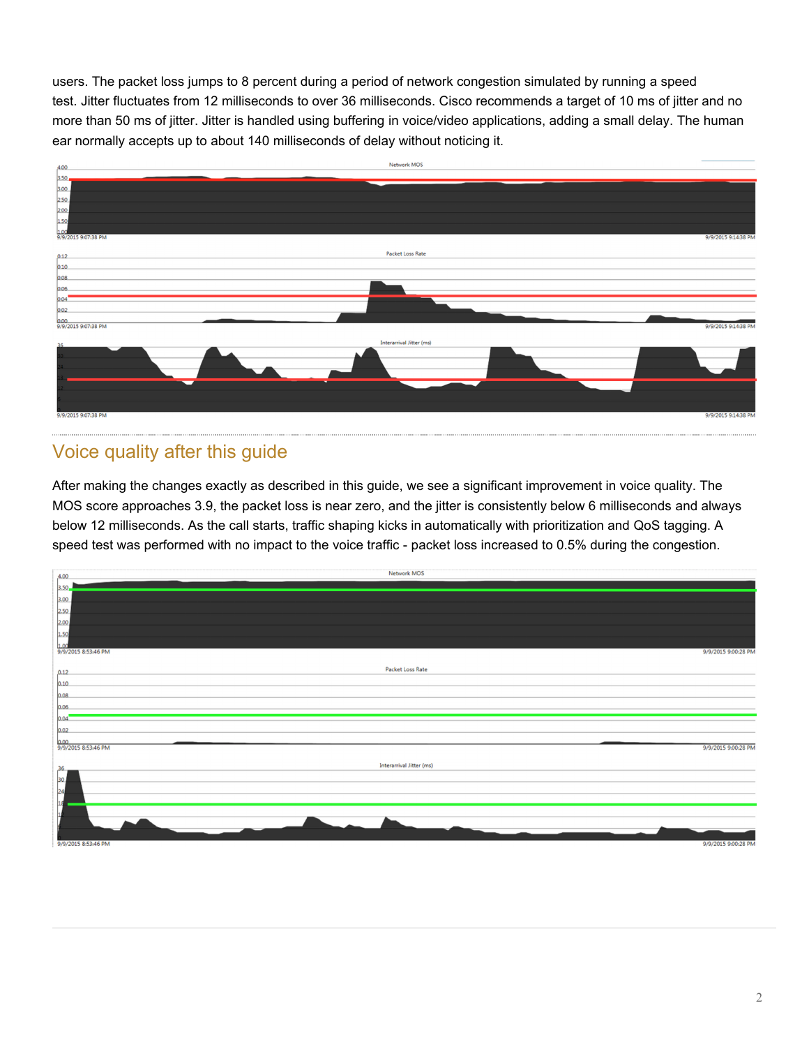users. The packet loss jumps to 8 percent during a period of network congestion simulated by running a speed test. Jitter fluctuates from 12 milliseconds to over 36 milliseconds. Cisco recommends a target of 10 ms of jitter and no more than 50 ms of jitter. Jitter is handled using buffering in voice/video applications, adding a small delay. The human ear normally accepts up to about 140 milliseconds of delay without noticing it.

## Voice quality after this guide

After making the changes exactly as described in this guide, we see a significant improvement in voice quality. The MOS score approaches 3.9, the packet loss is near zero, and the jitter is consistently below 6 milliseconds and always below 12 milliseconds. As the call starts, traffic shaping kicks in automatically with prioritization and QoS tagging. A speed test was performed with no impact to the voice traffic - packet loss increased to 0.5% during the congestion.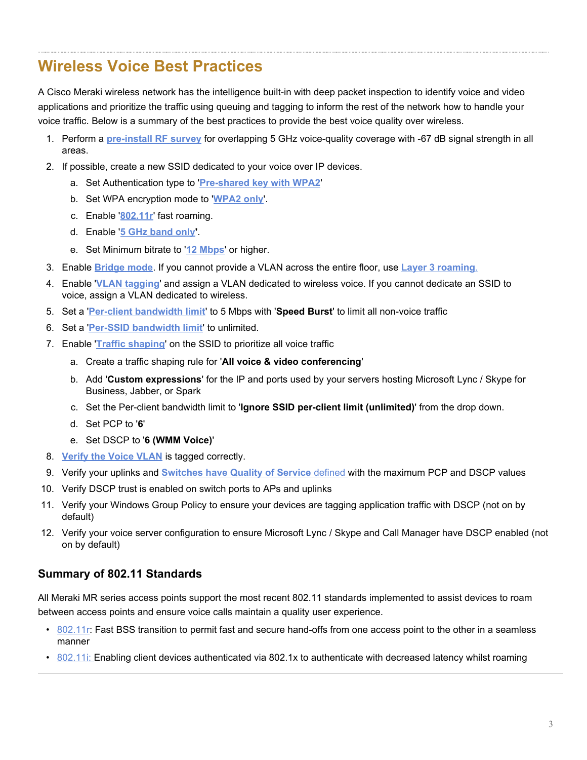## Wireless Voice Best Practices

A Cisco Meraki wireless network has the intelligence built-in with deep packet inspection to identify voice and video applications and prioritize the traffic using queuing and tagging to inform the rest of the network how to handle your voice traffic. Below is a summary of the best practices to provide the best voice quality over wireless.

1. Perform a **pre-install RF survey** for overlapping 5 GHz voice-quality coverage with -67 dB signal strength in all areas.
2. If possible, create a new SSID dedicated to your voice over IP devices.
   a. Set Authentication type to '**Pre-shared key with WPA2**'
   b. Set WPA encryption mode to '**WPA2 only**'.
   c. Enable '**802.11r**' fast roaming.
   d. Enable '**5 GHz band only**'.
   e. Set Minimum bitrate to '**12 Mbps**' or higher.
3. Enable **Bridge mode**. If you cannot provide a VLAN across the entire floor, use **Layer 3 roaming**.
4. Enable '**VLAN tagging**' and assign a VLAN dedicated to wireless voice. If you cannot dedicate an SSID to voice, assign a VLAN dedicated to wireless.
5. Set a '**Per-client bandwidth limit**' to 5 Mbps with '**Speed Burst**' to limit all non-voice traffic
6. Set a '**Per-SSID bandwidth limit**' to unlimited.
7. Enable '**Traffic shaping**' on the SSID to prioritize all voice traffic
   a. Create a traffic shaping rule for '**All voice & video conferencing**'
   b. Add '**Custom expressions**' for the IP and ports used by your servers hosting Microsoft Lync / Skype for Business, Jabber, or Spark
   c. Set the Per-client bandwidth limit to '**Ignore SSID per-client limit (unlimited)**' from the drop down.
   d. Set PCP to '**6**'
   e. Set DSCP to '**6 (WMM Voice)**'
8. **Verify the Voice VLAN** is tagged correctly.
9. Verify your uplinks and **Switches have Quality of Service** defined with the maximum PCP and DSCP values
10. Verify DSCP trust is enabled on switch ports to APs and uplinks
11. Verify your Windows Group Policy to ensure your devices are tagging application traffic with DSCP (not on by default)
12. Verify your voice server configuration to ensure Microsoft Lync / Skype and Call Manager have DSCP enabled (not on by default)

### Summary of 802.11 Standards

All Meraki MR series access points support the most recent 802.11 standards implemented to assist devices to roam between access points and ensure voice calls maintain a quality user experience.

- 802.11r: Fast BSS transition to permit fast and secure hand-offs from one access point to the other in a seamless manner
- 802.11i: Enabling client devices authenticated via 802.1x to authenticate with decreased latency whilst roaming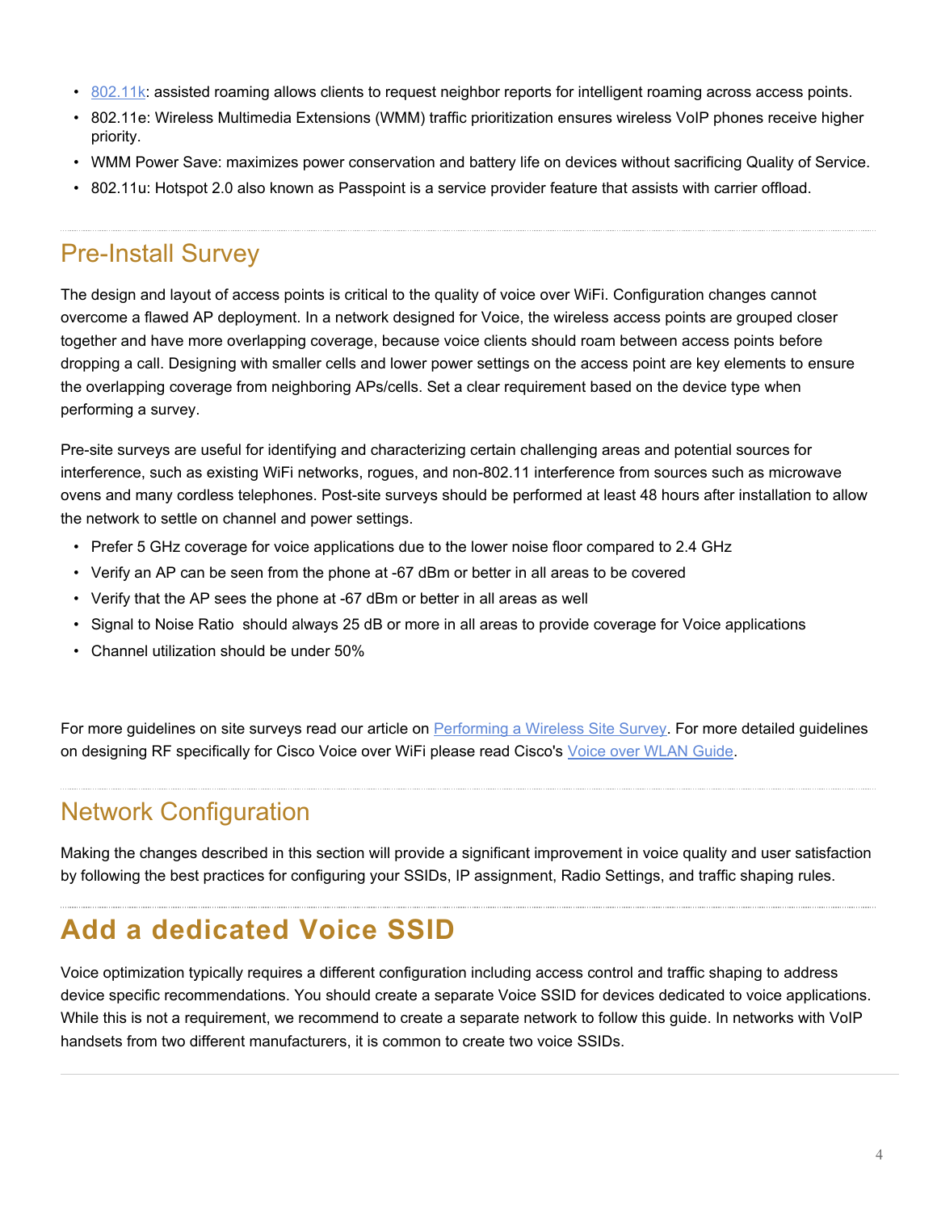- [802.11k](802.11k): assisted roaming allows clients to request neighbor reports for intelligent roaming across access points.
- 802.11e: Wireless Multimedia Extensions (WMM) traffic prioritization ensures wireless VoIP phones receive higher priority.
- WMM Power Save: maximizes power conservation and battery life on devices without sacrificing Quality of Service.
- 802.11u: Hotspot 2.0 also known as Passpoint is a service provider feature that assists with carrier offload.

## Pre-Install Survey

The design and layout of access points is critical to the quality of voice over WiFi. Configuration changes cannot overcome a flawed AP deployment. In a network designed for Voice, the wireless access points are grouped closer together and have more overlapping coverage, because voice clients should roam between access points before dropping a call. Designing with smaller cells and lower power settings on the access point are key elements to ensure the overlapping coverage from neighboring APs/cells. Set a clear requirement based on the device type when performing a survey.

Pre-site surveys are useful for identifying and characterizing certain challenging areas and potential sources for interference, such as existing WiFi networks, rogues, and non-802.11 interference from sources such as microwave ovens and many cordless telephones. Post-site surveys should be performed at least 48 hours after installation to allow the network to settle on channel and power settings.

- Prefer 5 GHz coverage for voice applications due to the lower noise floor compared to 2.4 GHz
- Verify an AP can be seen from the phone at -67 dBm or better in all areas to be covered
- Verify that the AP sees the phone at -67 dBm or better in all areas as well
- Signal to Noise Ratio  should always 25 dB or more in all areas to provide coverage for Voice applications
- Channel utilization should be under 50%

For more guidelines on site surveys read our article on Performing a Wireless Site Survey. For more detailed guidelines on designing RF specifically for Cisco Voice over WiFi please read Cisco's Voice over WLAN Guide.

## Network Configuration

Making the changes described in this section will provide a significant improvement in voice quality and user satisfaction by following the best practices for configuring your SSIDs, IP assignment, Radio Settings, and traffic shaping rules.

# Add a dedicated Voice SSID

Voice optimization typically requires a different configuration including access control and traffic shaping to address device specific recommendations. You should create a separate Voice SSID for devices dedicated to voice applications. While this is not a requirement, we recommend to create a separate network to follow this guide. In networks with VoIP handsets from two different manufacturers, it is common to create two voice SSIDs.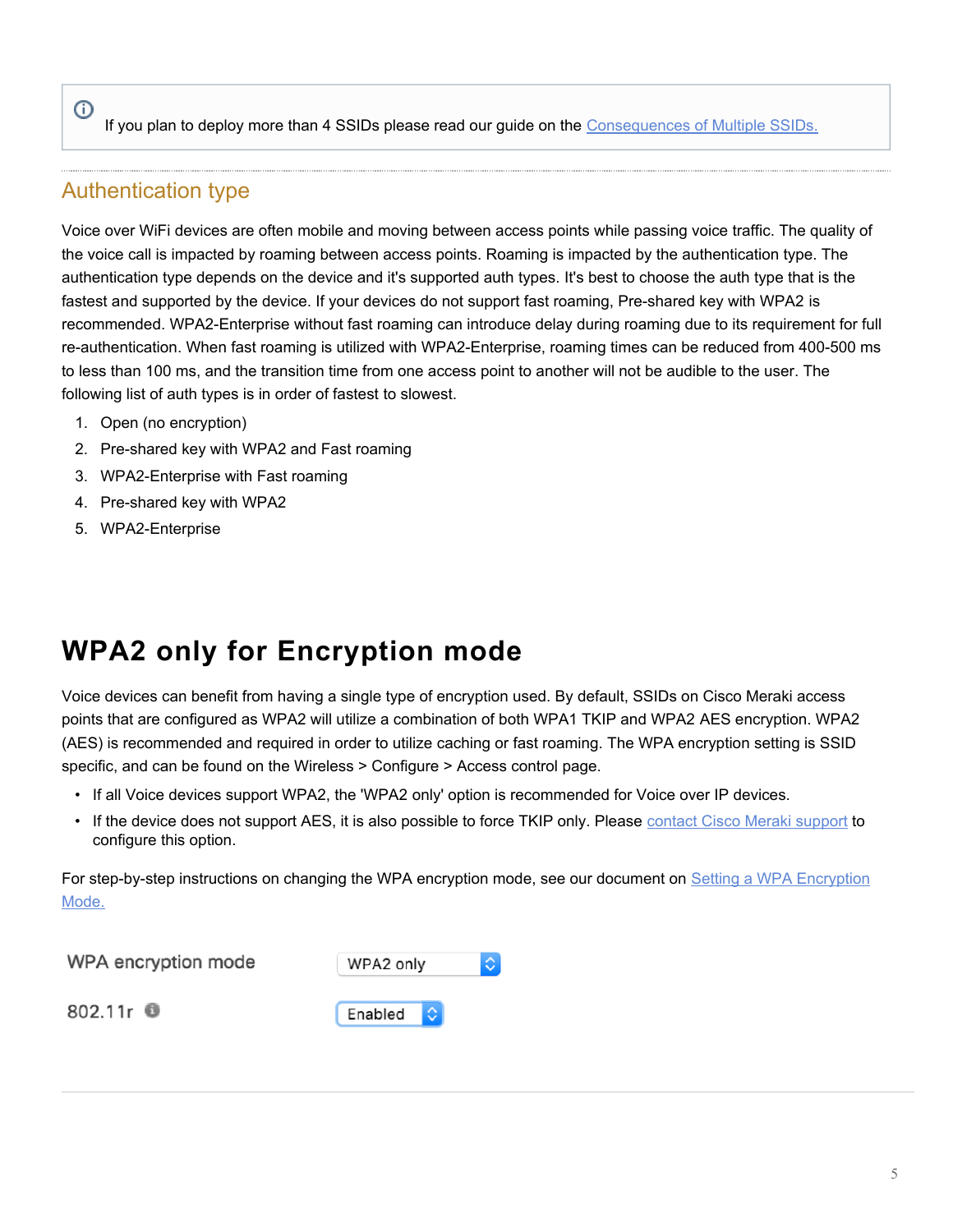> ⓘ If you plan to deploy more than 4 SSIDs please read our guide on the [Consequences of Multiple SSIDs.]()

### Authentication type

Voice over WiFi devices are often mobile and moving between access points while passing voice traffic. The quality of the voice call is impacted by roaming between access points. Roaming is impacted by the authentication type. The authentication type depends on the device and it's supported auth types. It's best to choose the auth type that is the fastest and supported by the device. If your devices do not support fast roaming, Pre-shared key with WPA2 is recommended. WPA2-Enterprise without fast roaming can introduce delay during roaming due to its requirement for full re-authentication. When fast roaming is utilized with WPA2-Enterprise, roaming times can be reduced from 400-500 ms to less than 100 ms, and the transition time from one access point to another will not be audible to the user. The following list of auth types is in order of fastest to slowest.

1. Open (no encryption)
2. Pre-shared key with WPA2 and Fast roaming
3. WPA2-Enterprise with Fast roaming
4. Pre-shared key with WPA2
5. WPA2-Enterprise

# WPA2 only for Encryption mode

Voice devices can benefit from having a single type of encryption used. By default, SSIDs on Cisco Meraki access points that are configured as WPA2 will utilize a combination of both WPA1 TKIP and WPA2 AES encryption. WPA2 (AES) is recommended and required in order to utilize caching or fast roaming. The WPA encryption setting is SSID specific, and can be found on the Wireless > Configure > Access control page.

- If all Voice devices support WPA2, the 'WPA2 only' option is recommended for Voice over IP devices.
- If the device does not support AES, it is also possible to force TKIP only. Please [contact Cisco Meraki support]() to configure this option.

For step-by-step instructions on changing the WPA encryption mode, see our document on [Setting a WPA Encryption Mode.]()

| WPA encryption mode | WPA2 only |
|---|---|
| 802.11r | Enabled |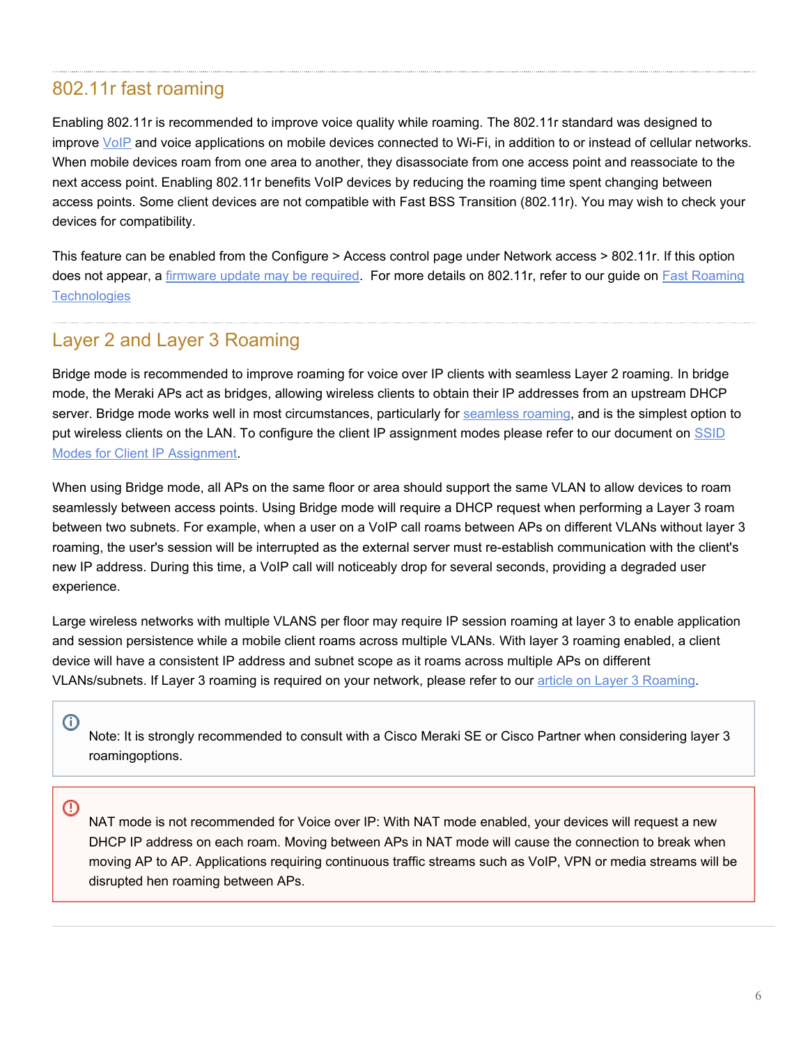## 802.11r fast roaming

Enabling 802.11r is recommended to improve voice quality while roaming. The 802.11r standard was designed to improve VoIP and voice applications on mobile devices connected to Wi-Fi, in addition to or instead of cellular networks. When mobile devices roam from one area to another, they disassociate from one access point and reassociate to the next access point. Enabling 802.11r benefits VoIP devices by reducing the roaming time spent changing between access points. Some client devices are not compatible with Fast BSS Transition (802.11r). You may wish to check your devices for compatibility.

This feature can be enabled from the Configure > Access control page under Network access > 802.11r. If this option does not appear, a firmware update may be required. For more details on 802.11r, refer to our guide on Fast Roaming Technologies

## Layer 2 and Layer 3 Roaming

Bridge mode is recommended to improve roaming for voice over IP clients with seamless Layer 2 roaming. In bridge mode, the Meraki APs act as bridges, allowing wireless clients to obtain their IP addresses from an upstream DHCP server. Bridge mode works well in most circumstances, particularly for seamless roaming, and is the simplest option to put wireless clients on the LAN. To configure the client IP assignment modes please refer to our document on SSID Modes for Client IP Assignment.

When using Bridge mode, all APs on the same floor or area should support the same VLAN to allow devices to roam seamlessly between access points. Using Bridge mode will require a DHCP request when performing a Layer 3 roam between two subnets. For example, when a user on a VoIP call roams between APs on different VLANs without layer 3 roaming, the user's session will be interrupted as the external server must re-establish communication with the client's new IP address. During this time, a VoIP call will noticeably drop for several seconds, providing a degraded user experience.

Large wireless networks with multiple VLANS per floor may require IP session roaming at layer 3 to enable application and session persistence while a mobile client roams across multiple VLANs. With layer 3 roaming enabled, a client device will have a consistent IP address and subnet scope as it roams across multiple APs on different VLANs/subnets. If Layer 3 roaming is required on your network, please refer to our article on Layer 3 Roaming.

> Note: It is strongly recommended to consult with a Cisco Meraki SE or Cisco Partner when considering layer 3 roamingoptions.

> NAT mode is not recommended for Voice over IP: With NAT mode enabled, your devices will request a new DHCP IP address on each roam. Moving between APs in NAT mode will cause the connection to break when moving AP to AP. Applications requiring continuous traffic streams such as VoIP, VPN or media streams will be disrupted hen roaming between APs.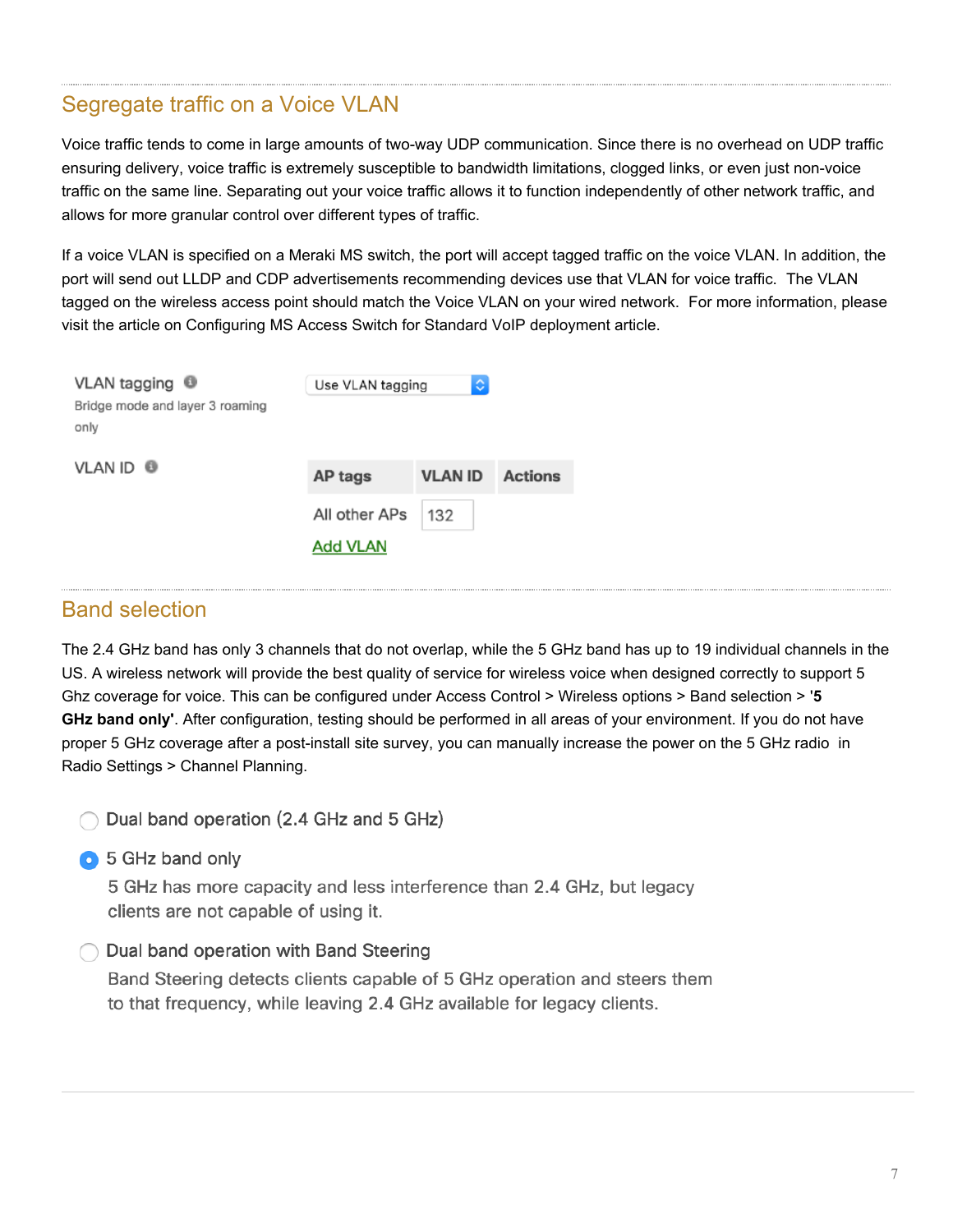## Segregate traffic on a Voice VLAN

Voice traffic tends to come in large amounts of two-way UDP communication. Since there is no overhead on UDP traffic ensuring delivery, voice traffic is extremely susceptible to bandwidth limitations, clogged links, or even just non-voice traffic on the same line. Separating out your voice traffic allows it to function independently of other network traffic, and allows for more granular control over different types of traffic.

If a voice VLAN is specified on a Meraki MS switch, the port will accept tagged traffic on the voice VLAN. In addition, the port will send out LLDP and CDP advertisements recommending devices use that VLAN for voice traffic. The VLAN tagged on the wireless access point should match the Voice VLAN on your wired network. For more information, please visit the article on Configuring MS Access Switch for Standard VoIP deployment article.

VLAN tagging
Bridge mode and layer 3 roaming only

Use VLAN tagging

VLAN ID

| AP tags | VLAN ID | Actions |
| --- | --- | --- |
| All other APs | 132 | |

Add VLAN

## Band selection

The 2.4 GHz band has only 3 channels that do not overlap, while the 5 GHz band has up to 19 individual channels in the US. A wireless network will provide the best quality of service for wireless voice when designed correctly to support 5 Ghz coverage for voice. This can be configured under Access Control > Wireless options > Band selection > **'5 GHz band only'**. After configuration, testing should be performed in all areas of your environment. If you do not have proper 5 GHz coverage after a post-install site survey, you can manually increase the power on the 5 GHz radio in Radio Settings > Channel Planning.

- ○ Dual band operation (2.4 GHz and 5 GHz)
- ● 5 GHz band only
  5 GHz has more capacity and less interference than 2.4 GHz, but legacy clients are not capable of using it.
- ○ Dual band operation with Band Steering
  Band Steering detects clients capable of 5 GHz operation and steers them to that frequency, while leaving 2.4 GHz available for legacy clients.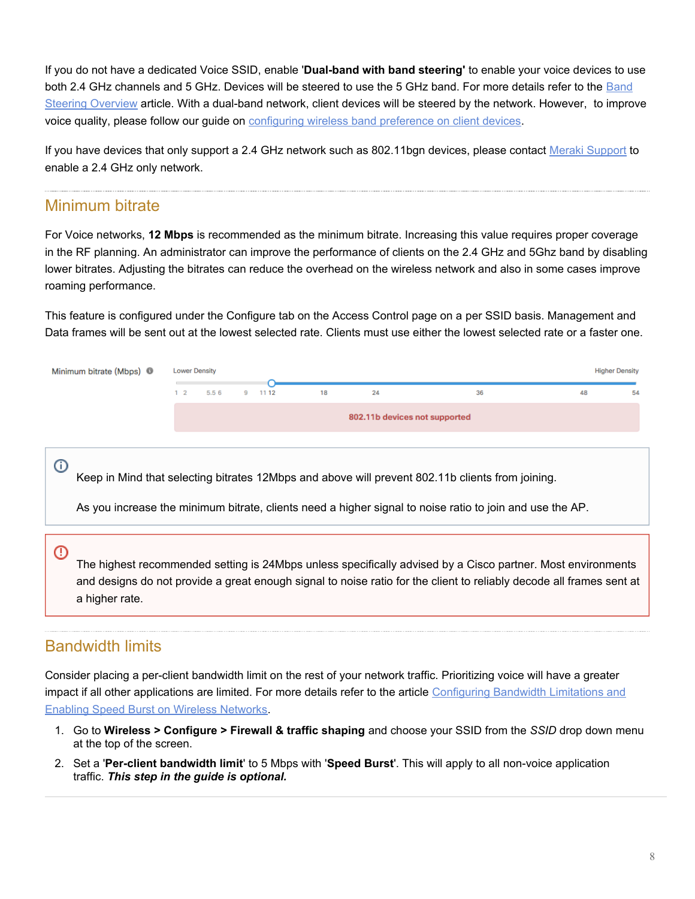If you do not have a dedicated Voice SSID, enable '**Dual-band with band steering'** to enable your voice devices to use both 2.4 GHz channels and 5 GHz. Devices will be steered to use the 5 GHz band. For more details refer to the Band Steering Overview article. With a dual-band network, client devices will be steered by the network. However, to improve voice quality, please follow our guide on configuring wireless band preference on client devices.

If you have devices that only support a 2.4 GHz network such as 802.11bgn devices, please contact Meraki Support to enable a 2.4 GHz only network.

## Minimum bitrate

For Voice networks, **12 Mbps** is recommended as the minimum bitrate. Increasing this value requires proper coverage in the RF planning. An administrator can improve the performance of clients on the 2.4 GHz and 5Ghz band by disabling lower bitrates. Adjusting the bitrates can reduce the overhead on the wireless network and also in some cases improve roaming performance.

This feature is configured under the Configure tab on the Access Control page on a per SSID basis. Management and Data frames will be sent out at the lowest selected rate. Clients must use either the lowest selected rate or a faster one.

Minimum bitrate (Mbps) — Lower Density … Higher Density

1 2 5.5 6 9 11 12 18 24 36 48 54

802.11b devices not supported

Keep in Mind that selecting bitrates 12Mbps and above will prevent 802.11b clients from joining.

As you increase the minimum bitrate, clients need a higher signal to noise ratio to join and use the AP.

The highest recommended setting is 24Mbps unless specifically advised by a Cisco partner. Most environments and designs do not provide a great enough signal to noise ratio for the client to reliably decode all frames sent at a higher rate.

## Bandwidth limits

Consider placing a per-client bandwidth limit on the rest of your network traffic. Prioritizing voice will have a greater impact if all other applications are limited. For more details refer to the article Configuring Bandwidth Limitations and Enabling Speed Burst on Wireless Networks.

1. Go to **Wireless > Configure > Firewall & traffic shaping** and choose your SSID from the *SSID* drop down menu at the top of the screen.
2. Set a '**Per-client bandwidth limit**' to 5 Mbps with '**Speed Burst**'. This will apply to all non-voice application traffic. ***This step in the guide is optional.***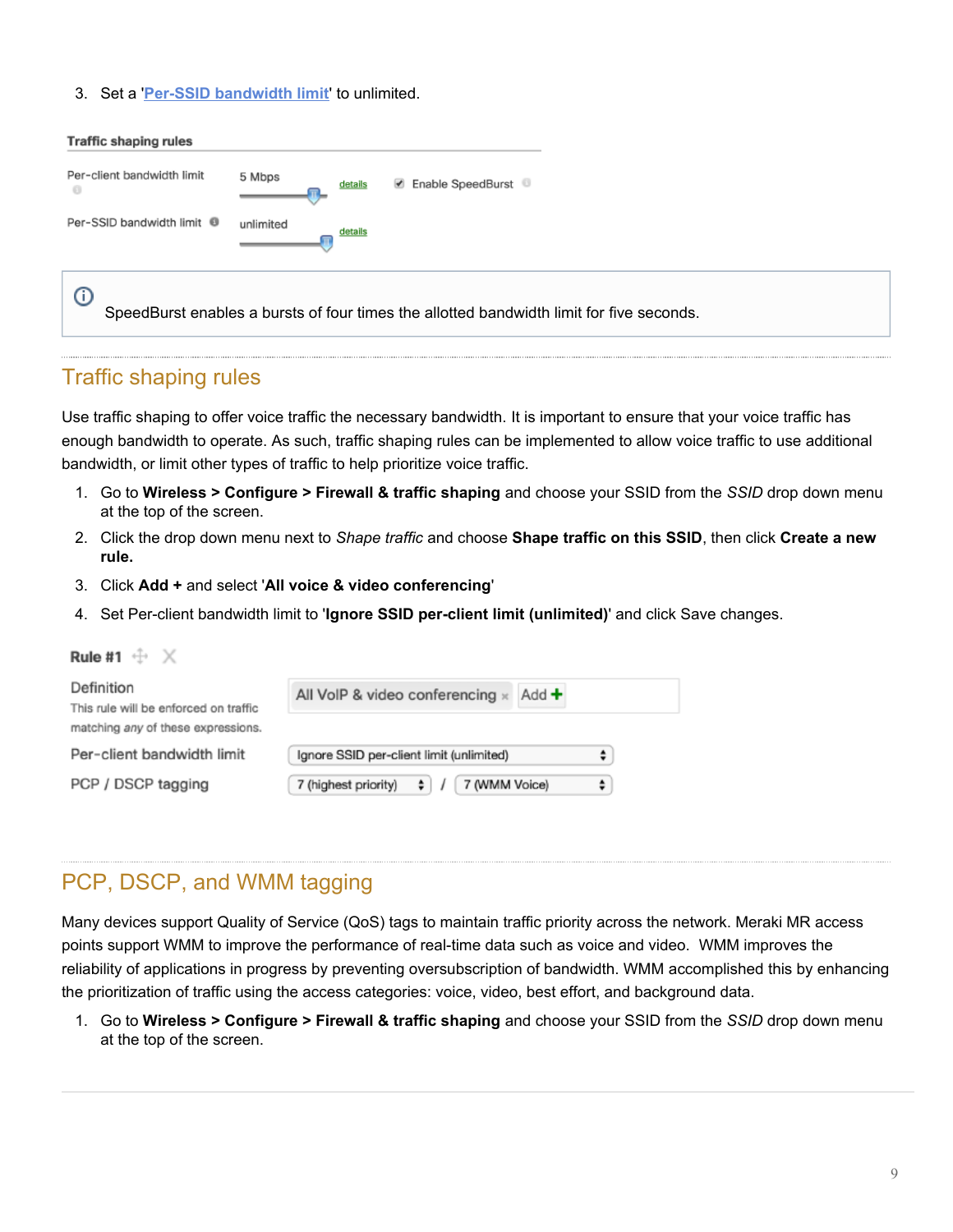3. Set a '**Per-SSID bandwidth limit**' to unlimited.

**Traffic shaping rules**

Per-client bandwidth limit 5 Mbps details ☑ Enable SpeedBurst

Per-SSID bandwidth limit unlimited details

> SpeedBurst enables a bursts of four times the allotted bandwidth limit for five seconds.

## Traffic shaping rules

Use traffic shaping to offer voice traffic the necessary bandwidth. It is important to ensure that your voice traffic has enough bandwidth to operate. As such, traffic shaping rules can be implemented to allow voice traffic to use additional bandwidth, or limit other types of traffic to help prioritize voice traffic.

1. Go to **Wireless > Configure > Firewall & traffic shaping** and choose your SSID from the *SSID* drop down menu at the top of the screen.
2. Click the drop down menu next to *Shape traffic* and choose **Shape traffic on this SSID**, then click **Create a new rule.**
3. Click **Add +** and select '**All voice & video conferencing**'
4. Set Per-client bandwidth limit to '**Ignore SSID per-client limit (unlimited)**' and click Save changes.

**Rule #1**

Definition
This rule will be enforced on traffic matching *any* of these expressions. — All VoIP & video conferencing × Add +

Per-client bandwidth limit — Ignore SSID per-client limit (unlimited)

PCP / DSCP tagging — 7 (highest priority) / 7 (WMM Voice)

## PCP, DSCP, and WMM tagging

Many devices support Quality of Service (QoS) tags to maintain traffic priority across the network. Meraki MR access points support WMM to improve the performance of real-time data such as voice and video. WMM improves the reliability of applications in progress by preventing oversubscription of bandwidth. WMM accomplished this by enhancing the prioritization of traffic using the access categories: voice, video, best effort, and background data.

1. Go to **Wireless > Configure > Firewall & traffic shaping** and choose your SSID from the *SSID* drop down menu at the top of the screen.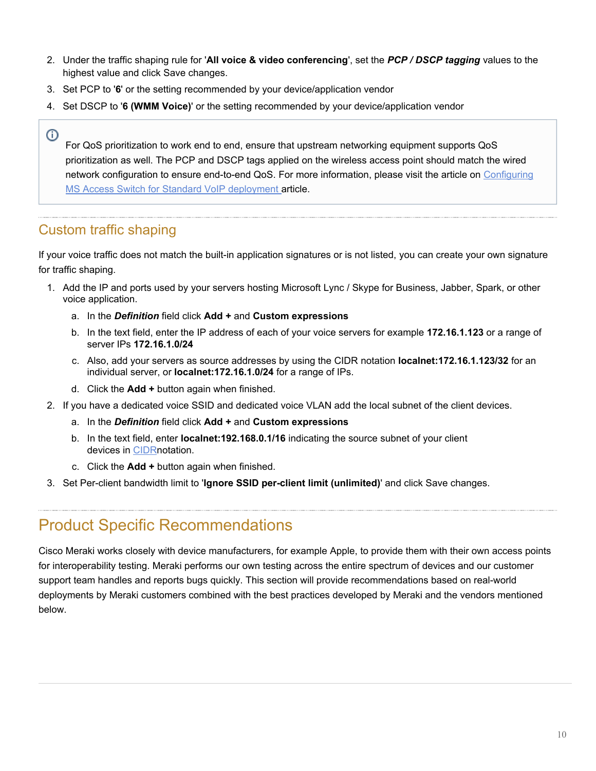2. Under the traffic shaping rule for '**All voice & video conferencing**', set the ***PCP / DSCP tagging*** values to the highest value and click Save changes.
3. Set PCP to '**6**' or the setting recommended by your device/application vendor
4. Set DSCP to '**6 (WMM Voice)**' or the setting recommended by your device/application vendor

> For QoS prioritization to work end to end, ensure that upstream networking equipment supports QoS prioritization as well. The PCP and DSCP tags applied on the wireless access point should match the wired network configuration to ensure end-to-end QoS. For more information, please visit the article on Configuring MS Access Switch for Standard VoIP deployment article.

### Custom traffic shaping

If your voice traffic does not match the built-in application signatures or is not listed, you can create your own signature for traffic shaping.

1. Add the IP and ports used by your servers hosting Microsoft Lync / Skype for Business, Jabber, Spark, or other voice application.
   a. In the ***Definition*** field click **Add +** and **Custom expressions**
   b. In the text field, enter the IP address of each of your voice servers for example **172.16.1.123** or a range of server IPs **172.16.1.0/24**
   c. Also, add your servers as source addresses by using the CIDR notation **localnet:172.16.1.123/32** for an individual server, or **localnet:172.16.1.0/24** for a range of IPs.
   d. Click the **Add +** button again when finished.
2. If you have a dedicated voice SSID and dedicated voice VLAN add the local subnet of the client devices.
   a. In the ***Definition*** field click **Add +** and **Custom expressions**
   b. In the text field, enter **localnet:192.168.0.1/16** indicating the source subnet of your client devices in CIDRnotation.
   c. Click the **Add +** button again when finished.
3. Set Per-client bandwidth limit to '**Ignore SSID per-client limit (unlimited)**' and click Save changes.

## Product Specific Recommendations

Cisco Meraki works closely with device manufacturers, for example Apple, to provide them with their own access points for interoperability testing. Meraki performs our own testing across the entire spectrum of devices and our customer support team handles and reports bugs quickly. This section will provide recommendations based on real-world deployments by Meraki customers combined with the best practices developed by Meraki and the vendors mentioned below.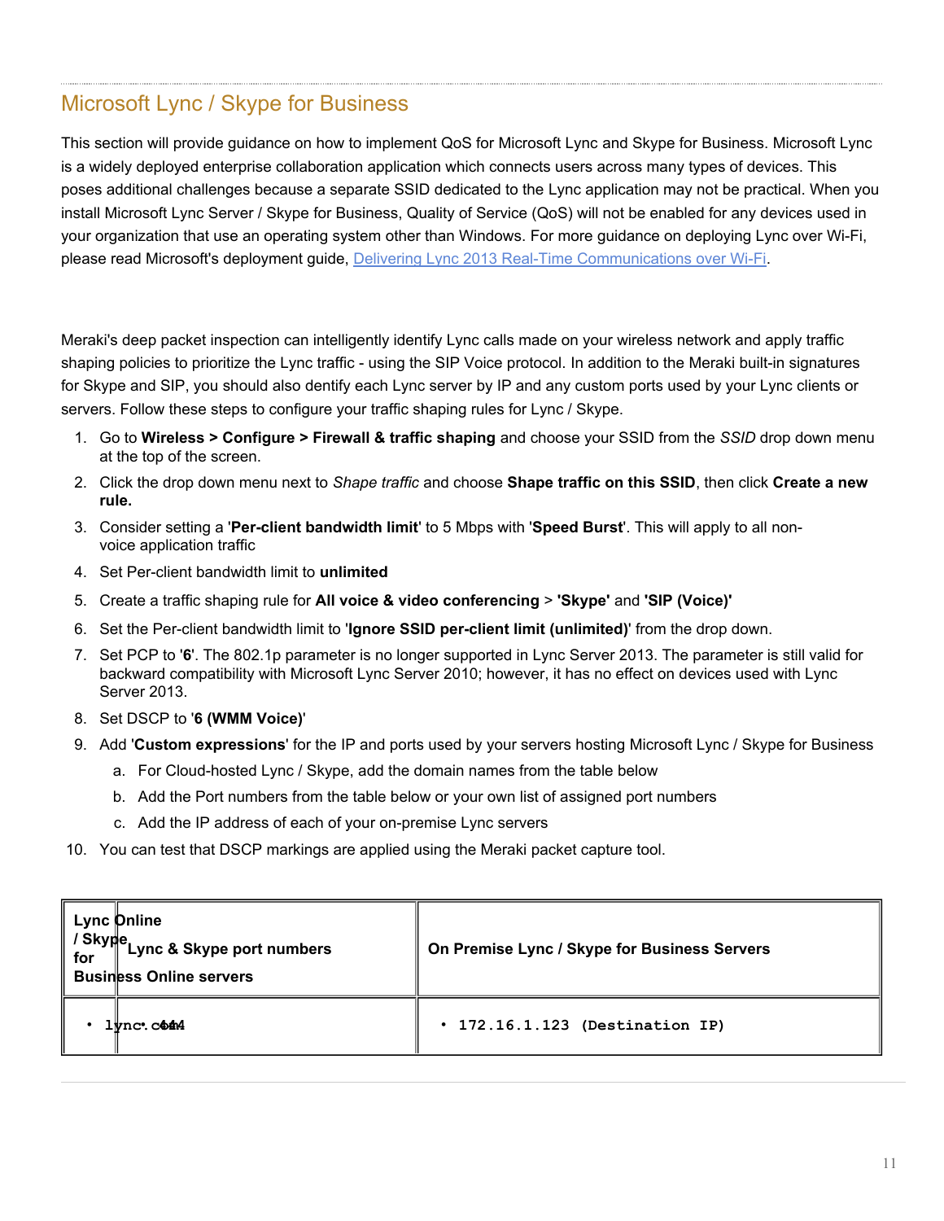## Microsoft Lync / Skype for Business

This section will provide guidance on how to implement QoS for Microsoft Lync and Skype for Business. Microsoft Lync is a widely deployed enterprise collaboration application which connects users across many types of devices. This poses additional challenges because a separate SSID dedicated to the Lync application may not be practical. When you install Microsoft Lync Server / Skype for Business, Quality of Service (QoS) will not be enabled for any devices used in your organization that use an operating system other than Windows. For more guidance on deploying Lync over Wi-Fi, please read Microsoft's deployment guide, [Delivering Lync 2013 Real-Time Communications over Wi-Fi](#).

Meraki's deep packet inspection can intelligently identify Lync calls made on your wireless network and apply traffic shaping policies to prioritize the Lync traffic - using the SIP Voice protocol. In addition to the Meraki built-in signatures for Skype and SIP, you should also dentify each Lync server by IP and any custom ports used by your Lync clients or servers. Follow these steps to configure your traffic shaping rules for Lync / Skype.

1. Go to **Wireless > Configure > Firewall & traffic shaping** and choose your SSID from the *SSID* drop down menu at the top of the screen.
2. Click the drop down menu next to *Shape traffic* and choose **Shape traffic on this SSID**, then click **Create a new rule.**
3. Consider setting a '**Per-client bandwidth limit**' to 5 Mbps with '**Speed Burst**'. This will apply to all non-voice application traffic
4. Set Per-client bandwidth limit to **unlimited**
5. Create a traffic shaping rule for **All voice & video conferencing** > **'Skype'** and **'SIP (Voice)'**
6. Set the Per-client bandwidth limit to '**Ignore SSID per-client limit (unlimited)**' from the drop down.
7. Set PCP to '**6**'. The 802.1p parameter is no longer supported in Lync Server 2013. The parameter is still valid for backward compatibility with Microsoft Lync Server 2010; however, it has no effect on devices used with Lync Server 2013.
8. Set DSCP to '**6 (WMM Voice)**'
9. Add '**Custom expressions**' for the IP and ports used by your servers hosting Microsoft Lync / Skype for Business
   a. For Cloud-hosted Lync / Skype, add the domain names from the table below
   b. Add the Port numbers from the table below or your own list of assigned port numbers
   c. Add the IP address of each of your on-premise Lync servers
10. You can test that DSCP markings are applied using the Meraki packet capture tool.

| Lync Online / Skype for Business Online servers | Lync & Skype port numbers | On Premise Lync / Skype for Business Servers |
|---|---|---|
| • lync.com | • 444 | • 172.16.1.123 (Destination IP) |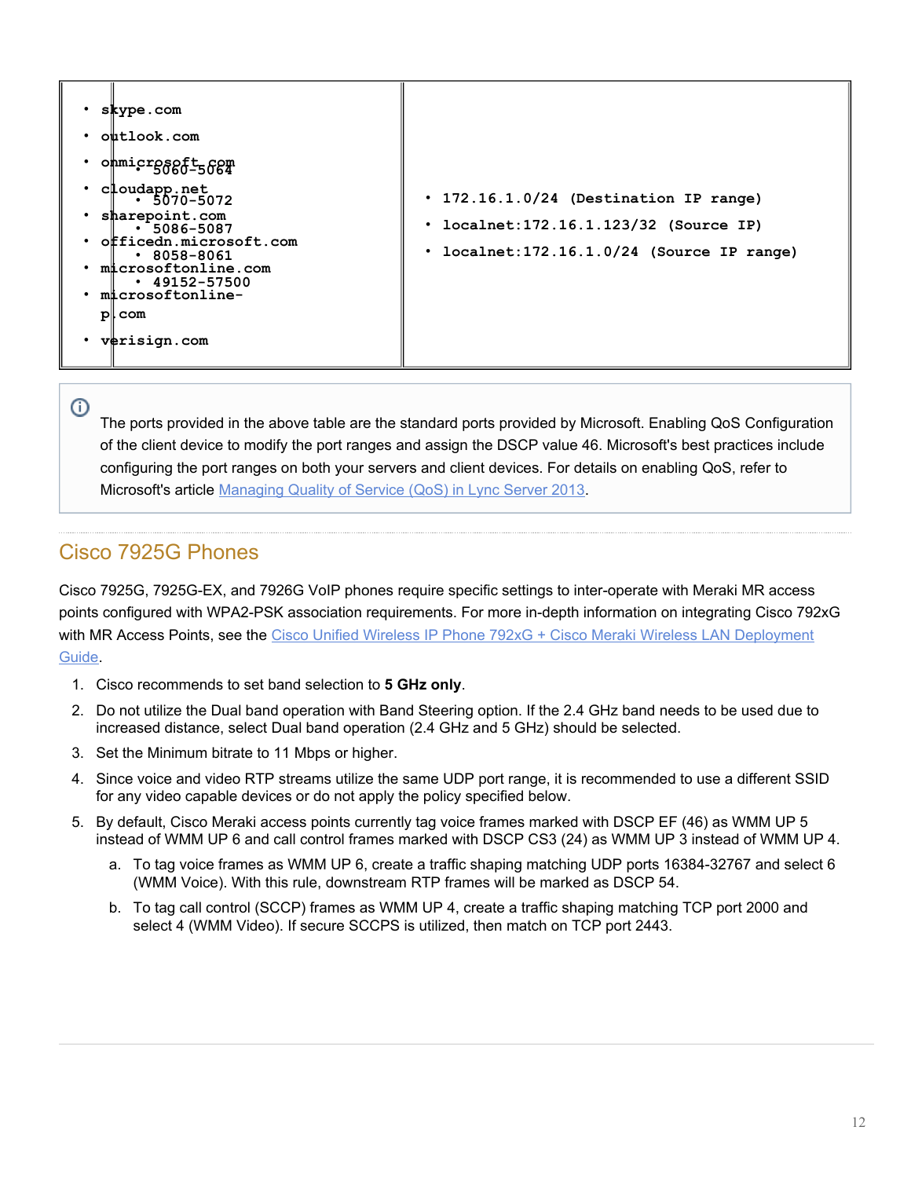| | | |
|---|---|---|
| • skype.com<br>• outlook.com<br>• onmicrosoft.com<br>• cloudapp.net<br>• sharepoint.com<br>• officedn.microsoft.com<br>• microsoftonline.com<br>• microsoftonline-p.com<br>• verisign.com | • 5060-5064<br>• 5070-5072<br>• 5086-5087<br>• 8058-8061<br>• 49152-57500 | • 172.16.1.0/24 (Destination IP range)<br>• localnet:172.16.1.123/32 (Source IP)<br>• localnet:172.16.1.0/24 (Source IP range) |

> The ports provided in the above table are the standard ports provided by Microsoft. Enabling QoS Configuration of the client device to modify the port ranges and assign the DSCP value 46. Microsoft's best practices include configuring the port ranges on both your servers and client devices. For details on enabling QoS, refer to Microsoft's article [Managing Quality of Service (QoS) in Lync Server 2013](#).

## Cisco 7925G Phones

Cisco 7925G, 7925G-EX, and 7926G VoIP phones require specific settings to inter-operate with Meraki MR access points configured with WPA2-PSK association requirements. For more in-depth information on integrating Cisco 792xG with MR Access Points, see the [Cisco Unified Wireless IP Phone 792xG + Cisco Meraki Wireless LAN Deployment Guide](#).

1. Cisco recommends to set band selection to **5 GHz only**.
2. Do not utilize the Dual band operation with Band Steering option. If the 2.4 GHz band needs to be used due to increased distance, select Dual band operation (2.4 GHz and 5 GHz) should be selected.
3. Set the Minimum bitrate to 11 Mbps or higher.
4. Since voice and video RTP streams utilize the same UDP port range, it is recommended to use a different SSID for any video capable devices or do not apply the policy specified below.
5. By default, Cisco Meraki access points currently tag voice frames marked with DSCP EF (46) as WMM UP 5 instead of WMM UP 6 and call control frames marked with DSCP CS3 (24) as WMM UP 3 instead of WMM UP 4.
   a. To tag voice frames as WMM UP 6, create a traffic shaping matching UDP ports 16384-32767 and select 6 (WMM Voice). With this rule, downstream RTP frames will be marked as DSCP 54.
   b. To tag call control (SCCP) frames as WMM UP 4, create a traffic shaping matching TCP port 2000 and select 4 (WMM Video). If secure SCCPS is utilized, then match on TCP port 2443.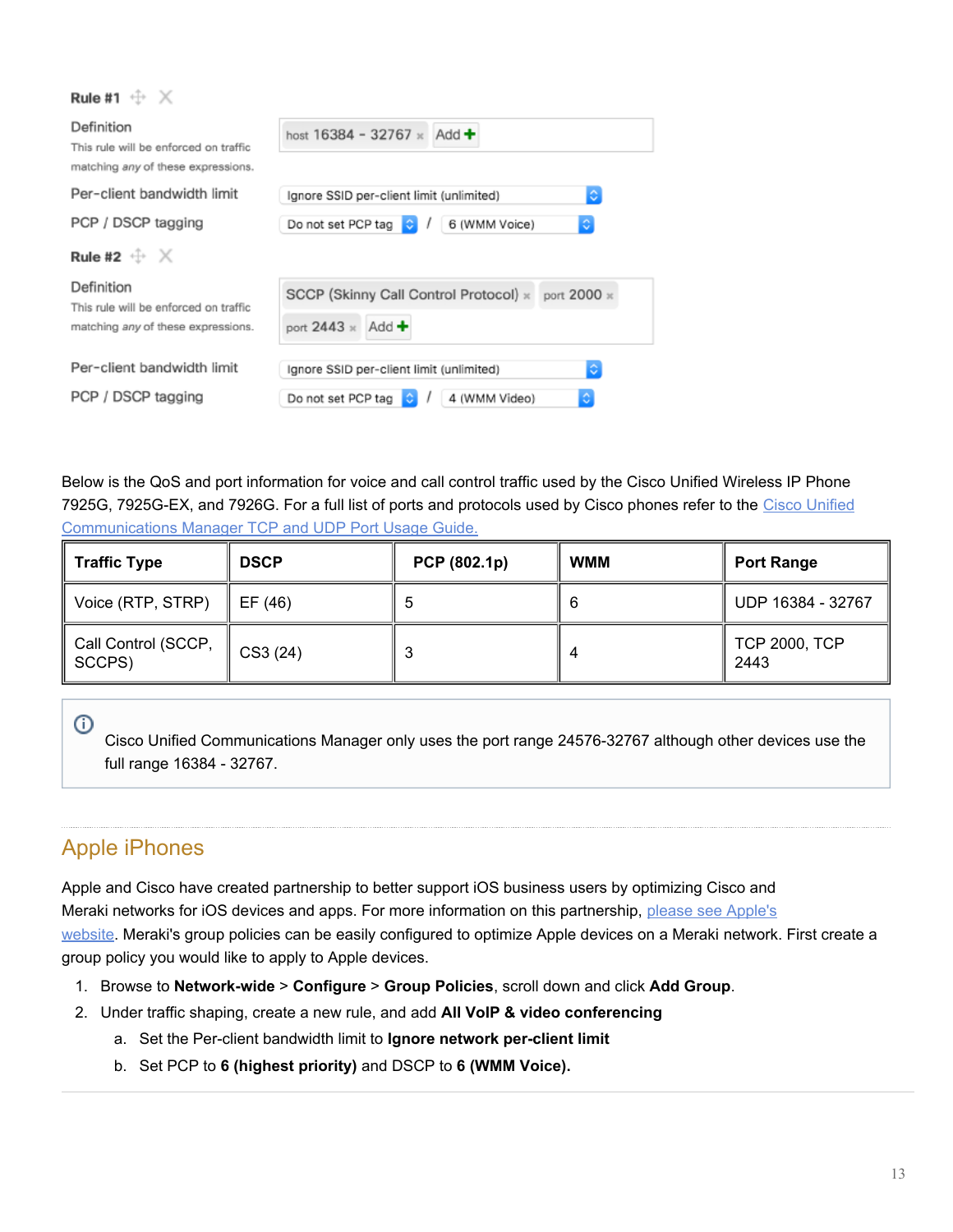**Rule #1**

Definition
This rule will be enforced on traffic matching *any* of these expressions.

host 16384 - 32767 | Add

Per-client bandwidth limit: Ignore SSID per-client limit (unlimited)

PCP / DSCP tagging: Do not set PCP tag / 6 (WMM Voice)

**Rule #2**

Definition
This rule will be enforced on traffic matching *any* of these expressions.

SCCP (Skinny Call Control Protocol) | port 2000 | port 2443 | Add

Per-client bandwidth limit: Ignore SSID per-client limit (unlimited)

PCP / DSCP tagging: Do not set PCP tag / 4 (WMM Video)

Below is the QoS and port information for voice and call control traffic used by the Cisco Unified Wireless IP Phone 7925G, 7925G-EX, and 7926G. For a full list of ports and protocols used by Cisco phones refer to the Cisco Unified Communications Manager TCP and UDP Port Usage Guide.

| Traffic Type | DSCP | PCP (802.1p) | WMM | Port Range |
|---|---|---|---|---|
| Voice (RTP, STRP) | EF (46) | 5 | 6 | UDP 16384 - 32767 |
| Call Control (SCCP, SCCPS) | CS3 (24) | 3 | 4 | TCP 2000, TCP 2443 |

Cisco Unified Communications Manager only uses the port range 24576-32767 although other devices use the full range 16384 - 32767.

## Apple iPhones

Apple and Cisco have created partnership to better support iOS business users by optimizing Cisco and Meraki networks for iOS devices and apps. For more information on this partnership, please see Apple's website. Meraki's group policies can be easily configured to optimize Apple devices on a Meraki network. First create a group policy you would like to apply to Apple devices.

1. Browse to **Network-wide** > **Configure** > **Group Policies**, scroll down and click **Add Group**.
2. Under traffic shaping, create a new rule, and add **All VoIP & video conferencing**
    a. Set the Per-client bandwidth limit to **Ignore network per-client limit**
    b. Set PCP to **6 (highest priority)** and DSCP to **6 (WMM Voice).**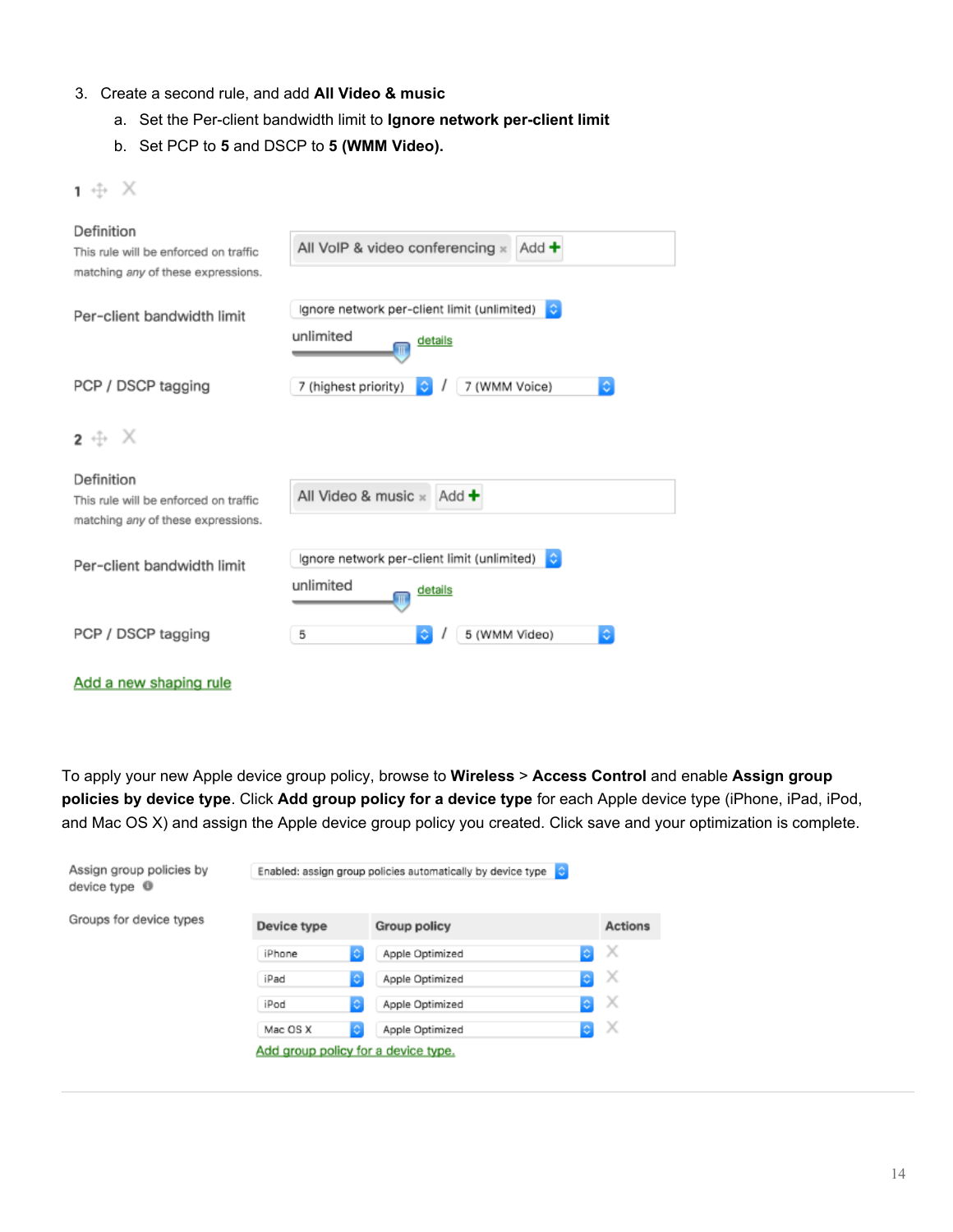3. Create a second rule, and add **All Video & music**
    a. Set the Per-client bandwidth limit to **Ignore network per-client limit**
    b. Set PCP to **5** and DSCP to **5 (WMM Video).**

1

Definition
This rule will be enforced on traffic matching *any* of these expressions.

All VoIP & video conferencing × Add +

Per-client bandwidth limit

Ignore network per-client limit (unlimited)

unlimited details

PCP / DSCP tagging

7 (highest priority) / 7 (WMM Voice)

2

Definition
This rule will be enforced on traffic matching *any* of these expressions.

All Video & music × Add +

Per-client bandwidth limit

Ignore network per-client limit (unlimited)

unlimited details

PCP / DSCP tagging

5 / 5 (WMM Video)

Add a new shaping rule

To apply your new Apple device group policy, browse to **Wireless** > **Access Control** and enable **Assign group policies by device type**. Click **Add group policy for a device type** for each Apple device type (iPhone, iPad, iPod, and Mac OS X) and assign the Apple device group policy you created. Click save and your optimization is complete.

Assign group policies by device type: Enabled: assign group policies automatically by device type

Groups for device types

| Device type | Group policy | Actions |
|---|---|---|
| iPhone | Apple Optimized | X |
| iPad | Apple Optimized | X |
| iPod | Apple Optimized | X |
| Mac OS X | Apple Optimized | X |

Add group policy for a device type.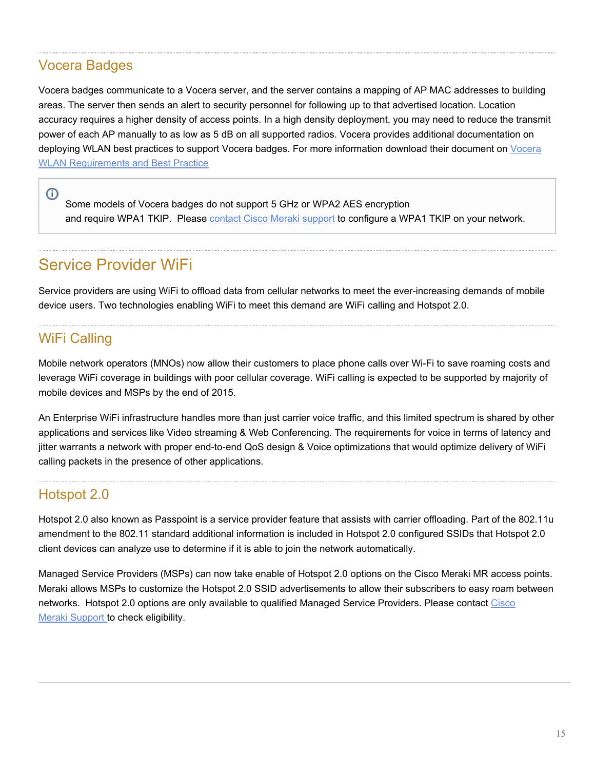## Vocera Badges

Vocera badges communicate to a Vocera server, and the server contains a mapping of AP MAC addresses to building areas. The server then sends an alert to security personnel for following up to that advertised location. Location accuracy requires a higher density of access points. In a high density deployment, you may need to reduce the transmit power of each AP manually to as low as 5 dB on all supported radios. Vocera provides additional documentation on deploying WLAN best practices to support Vocera badges. For more information download their document on [Vocera WLAN Requirements and Best Practice]

> ⓘ Some models of Vocera badges do not support 5 GHz or WPA2 AES encryption and require WPA1 TKIP. Please [contact Cisco Meraki support] to configure a WPA1 TKIP on your network.

# Service Provider WiFi

Service providers are using WiFi to offload data from cellular networks to meet the ever-increasing demands of mobile device users. Two technologies enabling WiFi to meet this demand are WiFi calling and Hotspot 2.0.

## WiFi Calling

Mobile network operators (MNOs) now allow their customers to place phone calls over Wi-Fi to save roaming costs and leverage WiFi coverage in buildings with poor cellular coverage. WiFi calling is expected to be supported by majority of mobile devices and MSPs by the end of 2015.

An Enterprise WiFi infrastructure handles more than just carrier voice traffic, and this limited spectrum is shared by other applications and services like Video streaming & Web Conferencing. The requirements for voice in terms of latency and jitter warrants a network with proper end-to-end QoS design & Voice optimizations that would optimize delivery of WiFi calling packets in the presence of other applications.

## Hotspot 2.0

Hotspot 2.0 also known as Passpoint is a service provider feature that assists with carrier offloading. Part of the 802.11u amendment to the 802.11 standard additional information is included in Hotspot 2.0 configured SSIDs that Hotspot 2.0 client devices can analyze use to determine if it is able to join the network automatically.

Managed Service Providers (MSPs) can now take enable of Hotspot 2.0 options on the Cisco Meraki MR access points. Meraki allows MSPs to customize the Hotspot 2.0 SSID advertisements to allow their subscribers to easy roam between networks. Hotspot 2.0 options are only available to qualified Managed Service Providers. Please contact [Cisco Meraki Support] to check eligibility.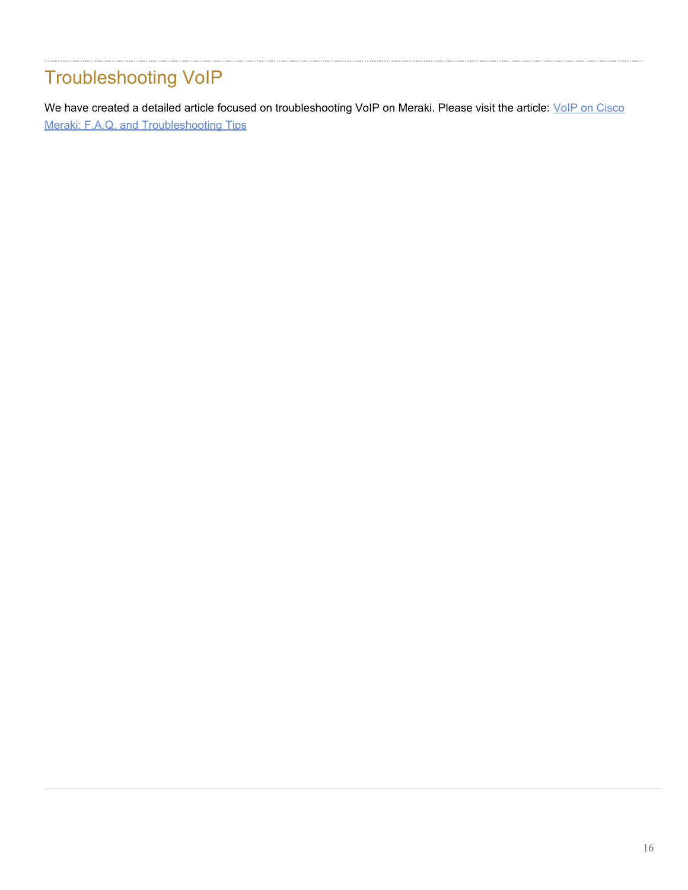## Troubleshooting VoIP

We have created a detailed article focused on troubleshooting VoIP on Meraki. Please visit the article: VoIP on Cisco Meraki: F.A.Q. and Troubleshooting Tips